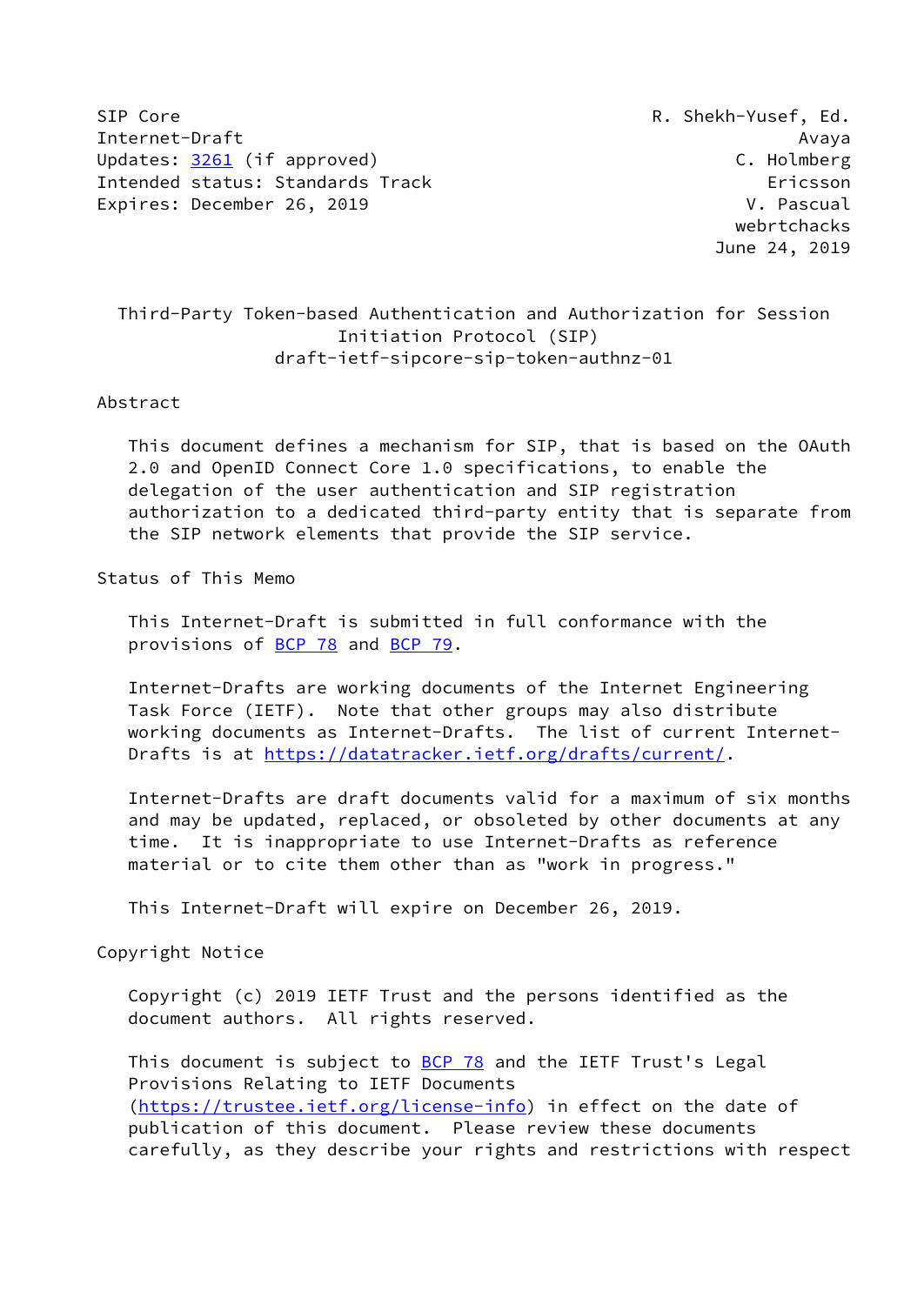SIP Core R. Shekh-Yusef, Ed.
Internet-Draft Avaya
Updates: 3261 (if approved) C. Holmberg
Intended status: Standards Track Ericsson
Expires: December 26, 2019 V. Pascual
webrtchacks
June 24, 2019

# Third-Party Token-based Authentication and Authorization for Session Initiation Protocol (SIP)
draft-ietf-sipcore-sip-token-authnz-01

## Abstract

This document defines a mechanism for SIP, that is based on the OAuth 2.0 and OpenID Connect Core 1.0 specifications, to enable the delegation of the user authentication and SIP registration authorization to a dedicated third-party entity that is separate from the SIP network elements that provide the SIP service.

## Status of This Memo

This Internet-Draft is submitted in full conformance with the provisions of BCP 78 and BCP 79.

Internet-Drafts are working documents of the Internet Engineering Task Force (IETF). Note that other groups may also distribute working documents as Internet-Drafts. The list of current Internet-Drafts is at https://datatracker.ietf.org/drafts/current/.

Internet-Drafts are draft documents valid for a maximum of six months and may be updated, replaced, or obsoleted by other documents at any time. It is inappropriate to use Internet-Drafts as reference material or to cite them other than as "work in progress."

This Internet-Draft will expire on December 26, 2019.

## Copyright Notice

Copyright (c) 2019 IETF Trust and the persons identified as the document authors. All rights reserved.

This document is subject to BCP 78 and the IETF Trust's Legal Provisions Relating to IETF Documents (https://trustee.ietf.org/license-info) in effect on the date of publication of this document. Please review these documents carefully, as they describe your rights and restrictions with respect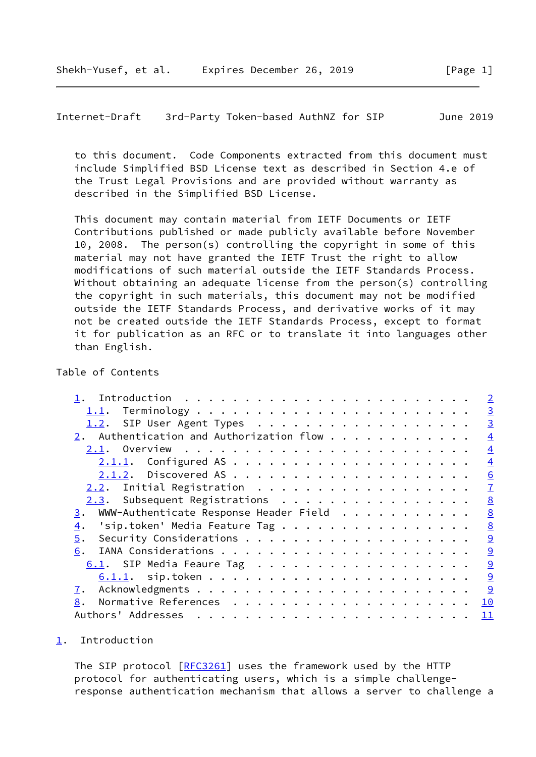to this document. Code Components extracted from this document must include Simplified BSD License text as described in Section 4.e of the Trust Legal Provisions and are provided without warranty as described in the Simplified BSD License.

This document may contain material from IETF Documents or IETF Contributions published or made publicly available before November 10, 2008. The person(s) controlling the copyright in some of this material may not have granted the IETF Trust the right to allow modifications of such material outside the IETF Standards Process. Without obtaining an adequate license from the person(s) controlling the copyright in such materials, this document may not be modified outside the IETF Standards Process, and derivative works of it may not be created outside the IETF Standards Process, except to format it for publication as an RFC or to translate it into languages other than English.

Table of Contents

```
   1.  Introduction  . . . . . . . . . . . . . . . . . . . . . . . .   2
     1.1.  Terminology . . . . . . . . . . . . . . . . . . . . . . .   3
     1.2.  SIP User Agent Types  . . . . . . . . . . . . . . . . . .   3
   2.  Authentication and Authorization flow . . . . . . . . . . . .   4
     2.1.  Overview  . . . . . . . . . . . . . . . . . . . . . . . .   4
       2.1.1.  Configured AS . . . . . . . . . . . . . . . . . . . .   4
       2.1.2.  Discovered AS . . . . . . . . . . . . . . . . . . . .   6
     2.2.  Initial Registration  . . . . . . . . . . . . . . . . . .   7
     2.3.  Subsequent Registrations  . . . . . . . . . . . . . . . .   8
   3.  WWW-Authenticate Response Header Field  . . . . . . . . . . .   8
   4.  'sip.token' Media Feature Tag . . . . . . . . . . . . . . . .   8
   5.  Security Considerations . . . . . . . . . . . . . . . . . . .   9
   6.  IANA Considerations . . . . . . . . . . . . . . . . . . . . .   9
     6.1.  SIP Media Feaure Tag  . . . . . . . . . . . . . . . . . .   9
       6.1.1.  sip.token . . . . . . . . . . . . . . . . . . . . . .   9
   7.  Acknowledgments . . . . . . . . . . . . . . . . . . . . . . .   9
   8.  Normative References  . . . . . . . . . . . . . . . . . . . .  10
   Authors' Addresses  . . . . . . . . . . . . . . . . . . . . . . .  11
```

## 1. Introduction

The SIP protocol [RFC3261] uses the framework used by the HTTP protocol for authenticating users, which is a simple challenge-response authentication mechanism that allows a server to challenge a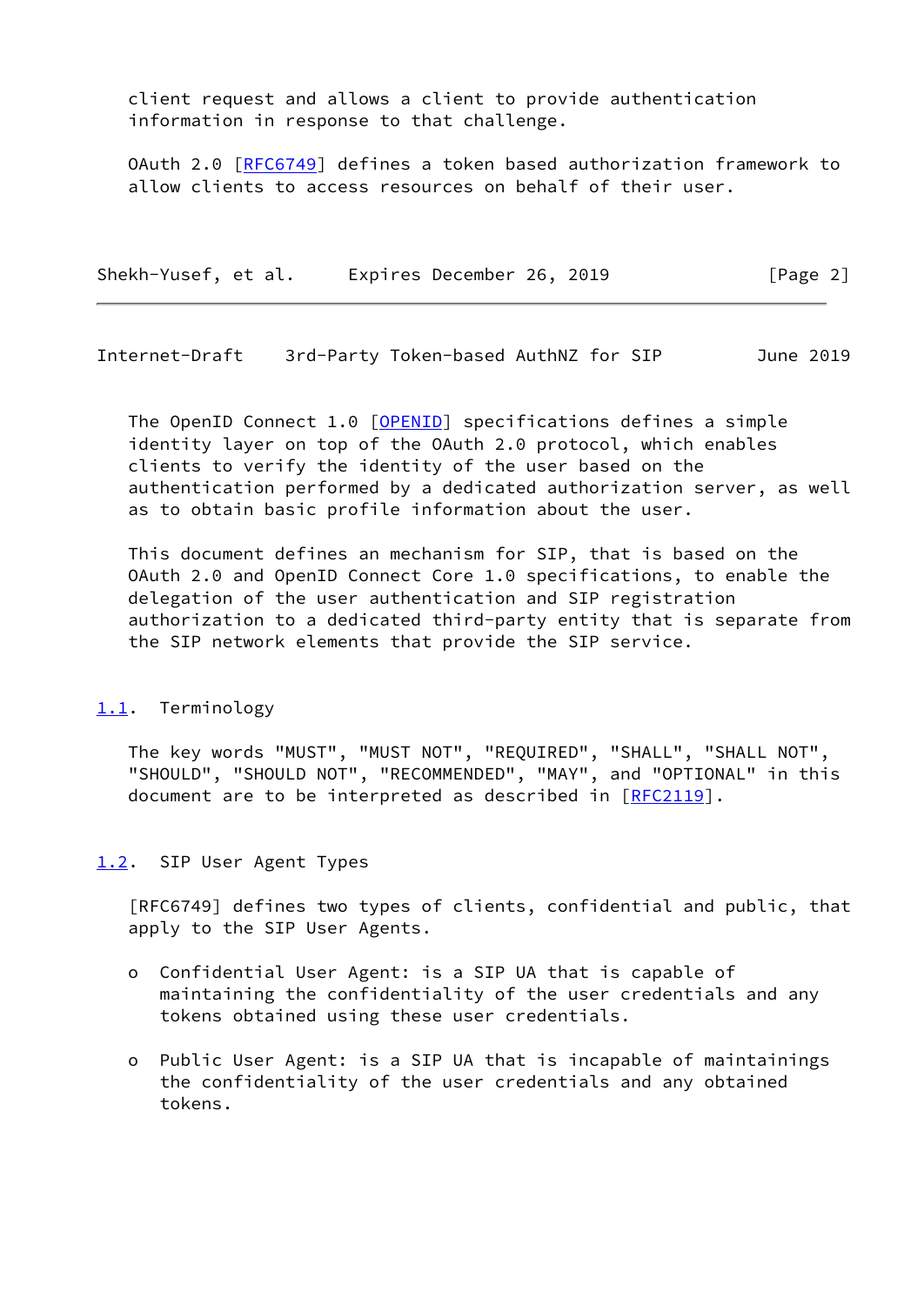client request and allows a client to provide authentication information in response to that challenge.

OAuth 2.0 [RFC6749] defines a token based authorization framework to allow clients to access resources on behalf of their user.

The OpenID Connect 1.0 [OPENID] specifications defines a simple identity layer on top of the OAuth 2.0 protocol, which enables clients to verify the identity of the user based on the authentication performed by a dedicated authorization server, as well as to obtain basic profile information about the user.

This document defines an mechanism for SIP, that is based on the OAuth 2.0 and OpenID Connect Core 1.0 specifications, to enable the delegation of the user authentication and SIP registration authorization to a dedicated third-party entity that is separate from the SIP network elements that provide the SIP service.

### 1.1. Terminology

The key words "MUST", "MUST NOT", "REQUIRED", "SHALL", "SHALL NOT", "SHOULD", "SHOULD NOT", "RECOMMENDED", "MAY", and "OPTIONAL" in this document are to be interpreted as described in [RFC2119].

### 1.2. SIP User Agent Types

[RFC6749] defines two types of clients, confidential and public, that apply to the SIP User Agents.

- Confidential User Agent: is a SIP UA that is capable of maintaining the confidentiality of the user credentials and any tokens obtained using these user credentials.

- Public User Agent: is a SIP UA that is incapable of maintainings the confidentiality of the user credentials and any obtained tokens.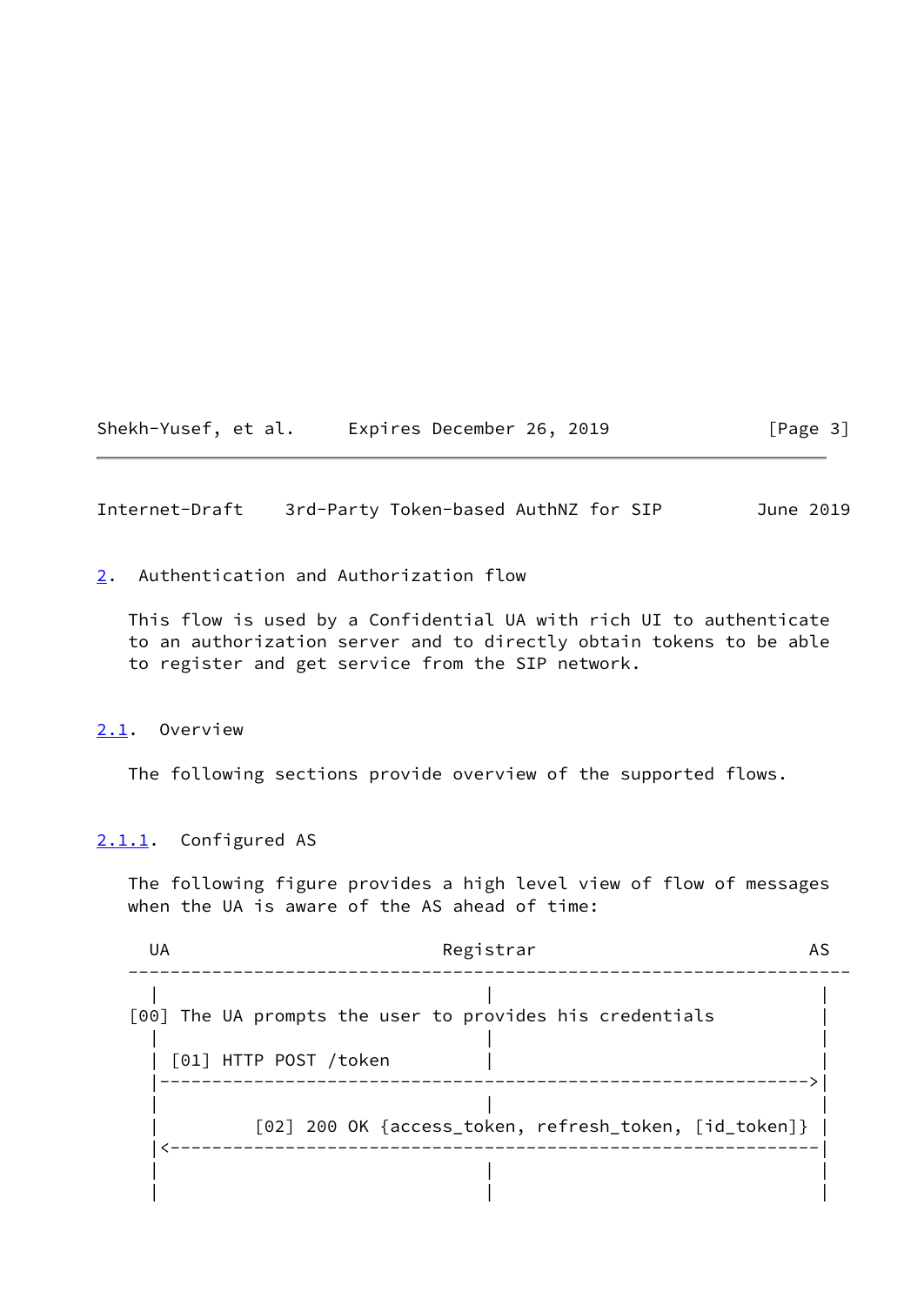## 2. Authentication and Authorization flow

This flow is used by a Confidential UA with rich UI to authenticate to an authorization server and to directly obtain tokens to be able to register and get service from the SIP network.

### 2.1. Overview

The following sections provide overview of the supported flows.

#### 2.1.1. Configured AS

The following figure provides a high level view of flow of messages when the UA is aware of the AS ahead of time:

```
  UA                         Registrar                         AS
---------------------------------------------------------------------
   |                              |                                |
[00] The UA prompts the user to provides his credentials           |
   |                              |                                |
   | [01] HTTP POST /token        |                                |
   |-------------------------------------------------------------->|
   |                              |                                |
   |         [02] 200 OK {access_token, refresh_token, [id_token]} |
   |<--------------------------------------------------------------|
   |                              |                                |
   |                              |                                |
```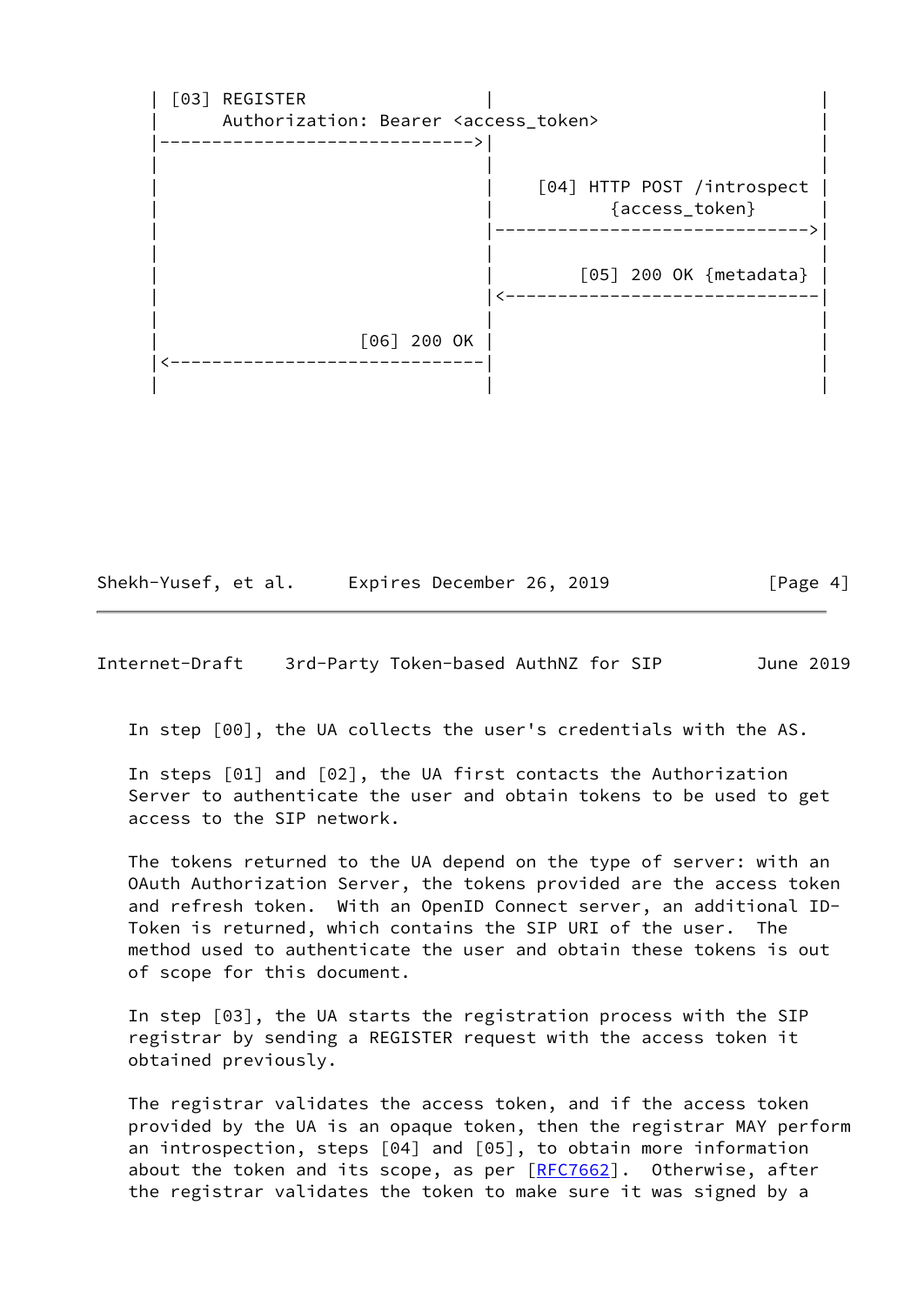```
      | [03] REGISTER                |                              |
      |      Authorization: Bearer <access_token>                   |
      |----------------------------->|                              |
      |                              |                              |
      |                              |    [04] HTTP POST /introspect |
      |                              |           {access_token}     |
      |                              |----------------------------->|
      |                              |                              |
      |                              |        [05] 200 OK {metadata} |
      |                              |<-----------------------------|
      |                              |                              |
      |                  [06] 200 OK |                              |
      |<-----------------------------|                              |
      |                              |                              |
```

In step [00], the UA collects the user's credentials with the AS.

In steps [01] and [02], the UA first contacts the Authorization Server to authenticate the user and obtain tokens to be used to get access to the SIP network.

The tokens returned to the UA depend on the type of server: with an OAuth Authorization Server, the tokens provided are the access token and refresh token. With an OpenID Connect server, an additional ID-Token is returned, which contains the SIP URI of the user. The method used to authenticate the user and obtain these tokens is out of scope for this document.

In step [03], the UA starts the registration process with the SIP registrar by sending a REGISTER request with the access token it obtained previously.

The registrar validates the access token, and if the access token provided by the UA is an opaque token, then the registrar MAY perform an introspection, steps [04] and [05], to obtain more information about the token and its scope, as per [RFC7662]. Otherwise, after the registrar validates the token to make sure it was signed by a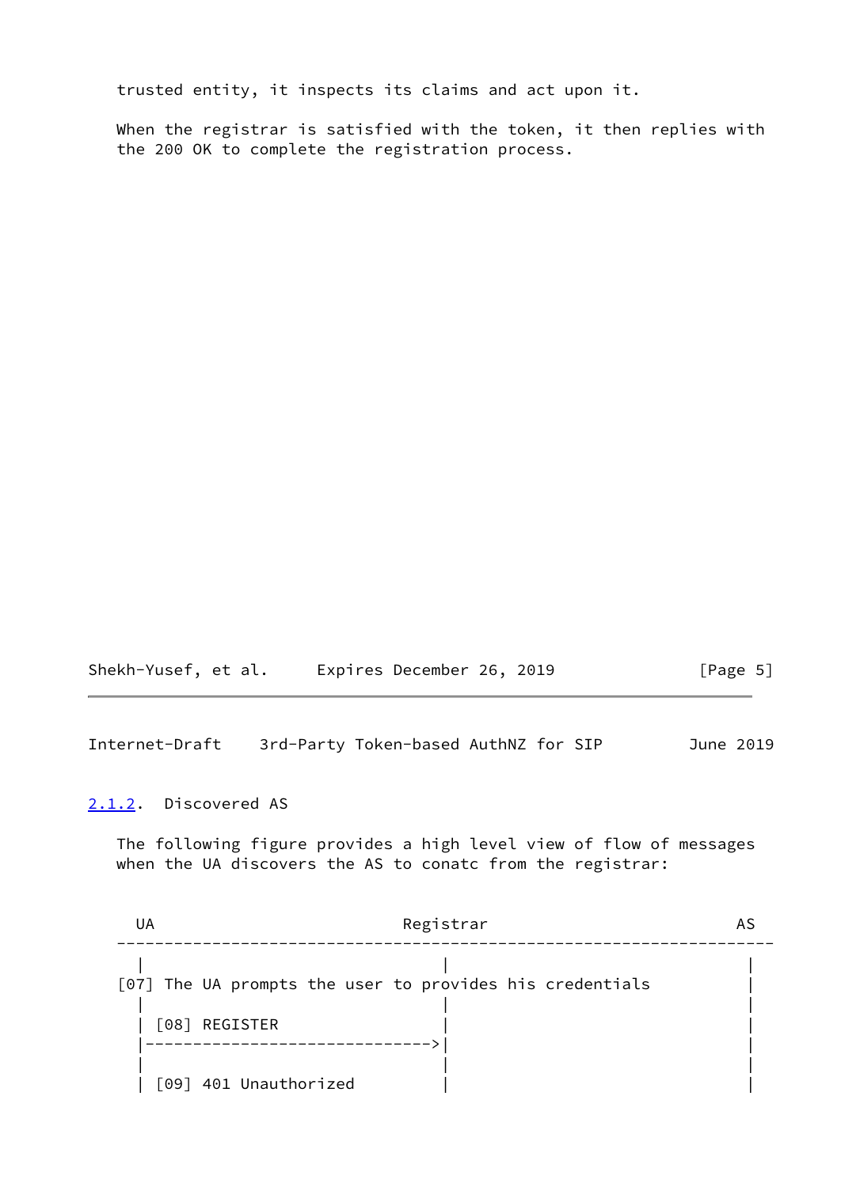trusted entity, it inspects its claims and act upon it.

When the registrar is satisfied with the token, it then replies with the 200 OK to complete the registration process.

### 2.1.2. Discovered AS

The following figure provides a high level view of flow of messages when the UA discovers the AS to conatc from the registrar:

```
  UA                          Registrar                          AS
---------------------------------------------------------------------
  |                               |                               |
[07] The UA prompts the user to provides his credentials          |
  |                               |                               |
  | [08] REGISTER                 |                               |
  |------------------------------>|                               |
  |                               |                               |
  | [09] 401 Unauthorized         |                               |
```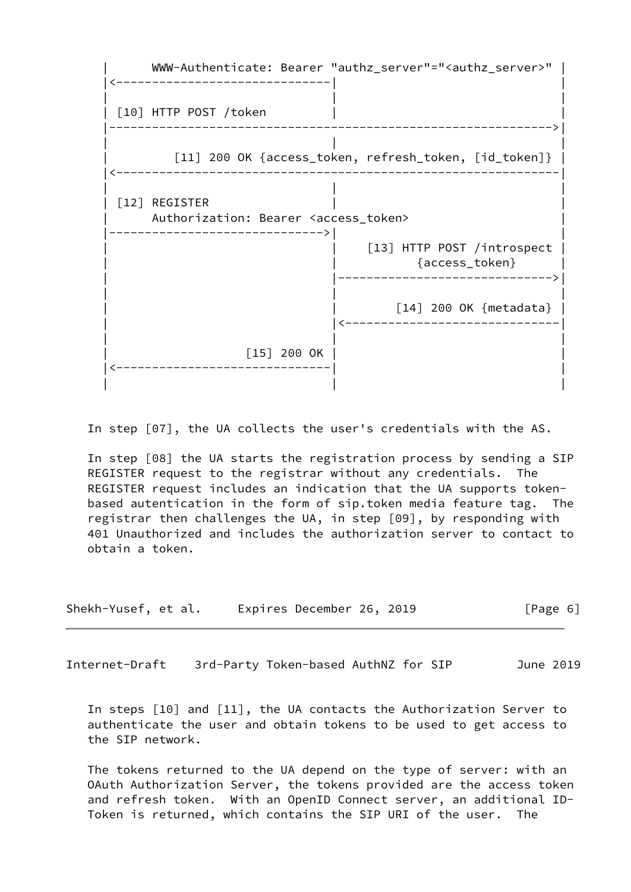```
      |      WWW-Authenticate: Bearer "authz_server"="<authz_server>" |
      |<------------------------------|                               |
      |                               |                               |
      | [10] HTTP POST /token         |                               |
      |-------------------------------------------------------------->|
      |                               |                               |
      |         [11] 200 OK {access_token, refresh_token, [id_token]} |
      |<--------------------------------------------------------------|
      |                               |                               |
      | [12] REGISTER                 |                               |
      |      Authorization: Bearer <access_token>                     |
      |------------------------------>|                               |
      |                               |    [13] HTTP POST /introspect |
      |                               |           {access_token}      |
      |                               |------------------------------>|
      |                               |                               |
      |                               |         [14] 200 OK {metadata} |
      |                               |<------------------------------|
      |                               |                               |
      |                   [15] 200 OK |                               |
      |<------------------------------|                               |
      |                               |                               |
```

In step [07], the UA collects the user's credentials with the AS.

In step [08] the UA starts the registration process by sending a SIP REGISTER request to the registrar without any credentials. The REGISTER request includes an indication that the UA supports token-based autentication in the form of sip.token media feature tag. The registrar then challenges the UA, in step [09], by responding with 401 Unauthorized and includes the authorization server to contact to obtain a token.

In steps [10] and [11], the UA contacts the Authorization Server to authenticate the user and obtain tokens to be used to get access to the SIP network.

The tokens returned to the UA depend on the type of server: with an OAuth Authorization Server, the tokens provided are the access token and refresh token. With an OpenID Connect server, an additional ID-Token is returned, which contains the SIP URI of the user. The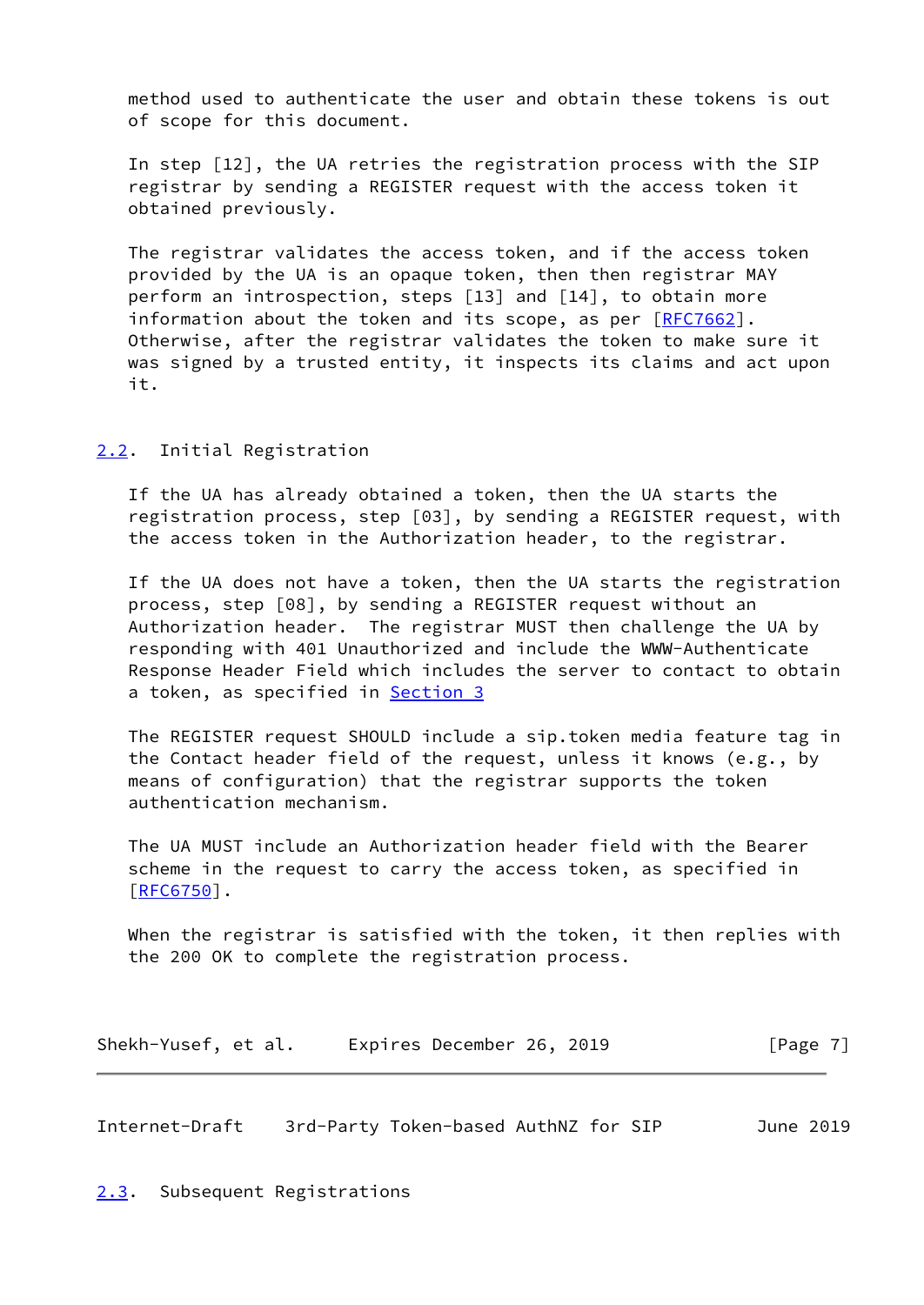method used to authenticate the user and obtain these tokens is out of scope for this document.

In step [12], the UA retries the registration process with the SIP registrar by sending a REGISTER request with the access token it obtained previously.

The registrar validates the access token, and if the access token provided by the UA is an opaque token, then then registrar MAY perform an introspection, steps [13] and [14], to obtain more information about the token and its scope, as per [RFC7662]. Otherwise, after the registrar validates the token to make sure it was signed by a trusted entity, it inspects its claims and act upon it.

## 2.2. Initial Registration

If the UA has already obtained a token, then the UA starts the registration process, step [03], by sending a REGISTER request, with the access token in the Authorization header, to the registrar.

If the UA does not have a token, then the UA starts the registration process, step [08], by sending a REGISTER request without an Authorization header. The registrar MUST then challenge the UA by responding with 401 Unauthorized and include the WWW-Authenticate Response Header Field which includes the server to contact to obtain a token, as specified in Section 3

The REGISTER request SHOULD include a sip.token media feature tag in the Contact header field of the request, unless it knows (e.g., by means of configuration) that the registrar supports the token authentication mechanism.

The UA MUST include an Authorization header field with the Bearer scheme in the request to carry the access token, as specified in [RFC6750].

When the registrar is satisfied with the token, it then replies with the 200 OK to complete the registration process.

## 2.3. Subsequent Registrations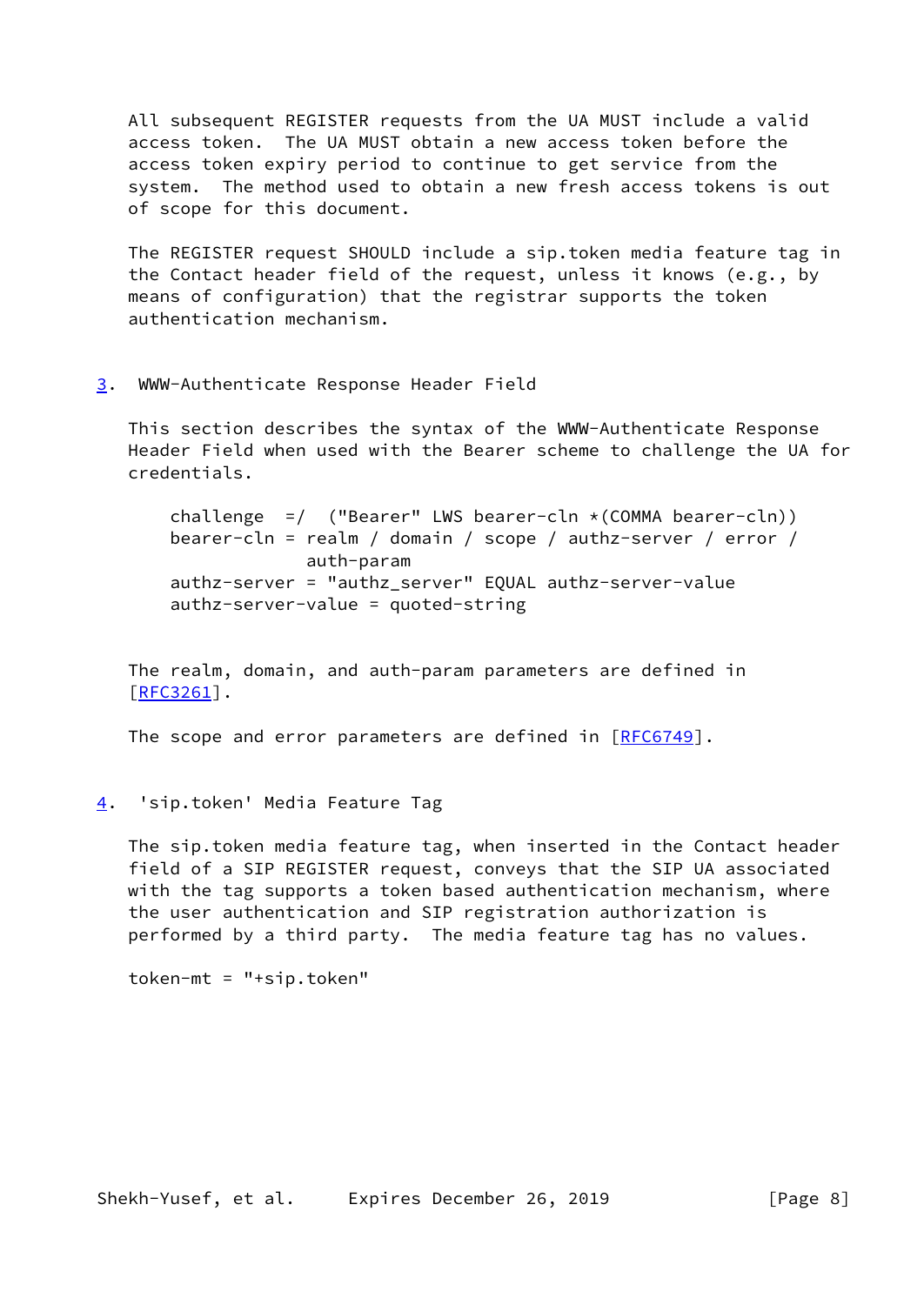All subsequent REGISTER requests from the UA MUST include a valid access token. The UA MUST obtain a new access token before the access token expiry period to continue to get service from the system. The method used to obtain a new fresh access tokens is out of scope for this document.

The REGISTER request SHOULD include a sip.token media feature tag in the Contact header field of the request, unless it knows (e.g., by means of configuration) that the registrar supports the token authentication mechanism.

## 3. WWW-Authenticate Response Header Field

This section describes the syntax of the WWW-Authenticate Response Header Field when used with the Bearer scheme to challenge the UA for credentials.

```
challenge  =/  ("Bearer" LWS bearer-cln *(COMMA bearer-cln))
bearer-cln = realm / domain / scope / authz-server / error /
             auth-param
authz-server = "authz_server" EQUAL authz-server-value
authz-server-value = quoted-string
```

The realm, domain, and auth-param parameters are defined in [RFC3261].

The scope and error parameters are defined in [RFC6749].

## 4. 'sip.token' Media Feature Tag

The sip.token media feature tag, when inserted in the Contact header field of a SIP REGISTER request, conveys that the SIP UA associated with the tag supports a token based authentication mechanism, where the user authentication and SIP registration authorization is performed by a third party. The media feature tag has no values.

```
token-mt = "+sip.token"
```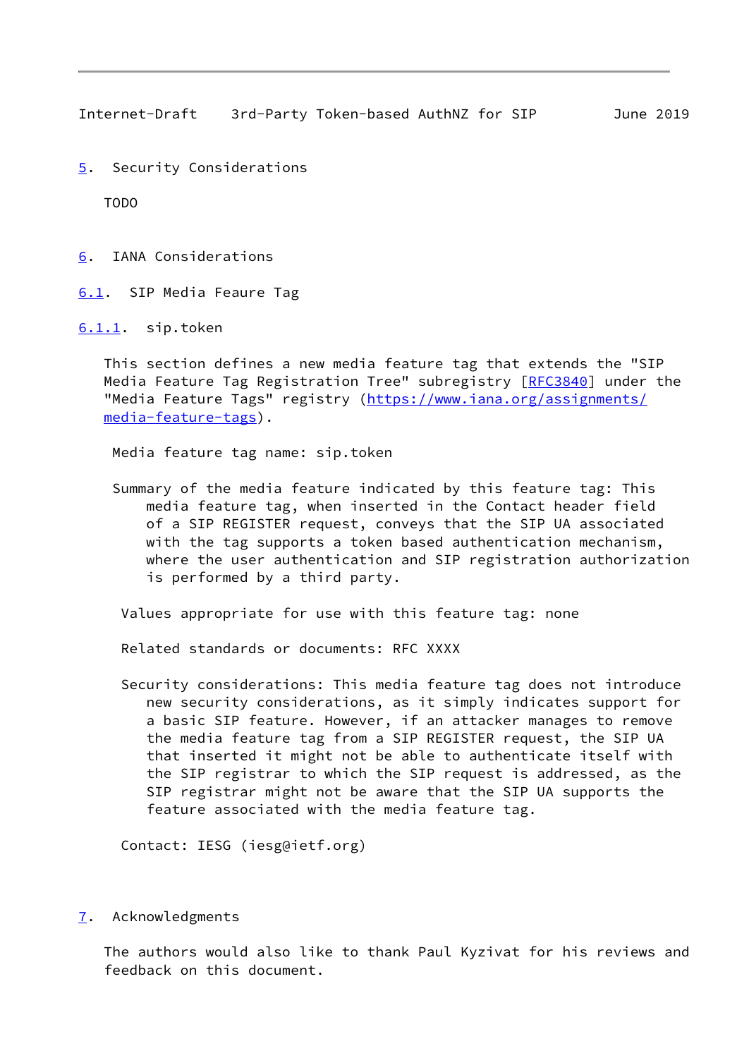## 5. Security Considerations

TODO

## 6. IANA Considerations

### 6.1. SIP Media Feaure Tag

#### 6.1.1. sip.token

This section defines a new media feature tag that extends the "SIP Media Feature Tag Registration Tree" subregistry [RFC3840] under the "Media Feature Tags" registry (https://www.iana.org/assignments/media-feature-tags).

Media feature tag name: sip.token

Summary of the media feature indicated by this feature tag: This media feature tag, when inserted in the Contact header field of a SIP REGISTER request, conveys that the SIP UA associated with the tag supports a token based authentication mechanism, where the user authentication and SIP registration authorization is performed by a third party.

Values appropriate for use with this feature tag: none

Related standards or documents: RFC XXXX

Security considerations: This media feature tag does not introduce new security considerations, as it simply indicates support for a basic SIP feature. However, if an attacker manages to remove the media feature tag from a SIP REGISTER request, the SIP UA that inserted it might not be able to authenticate itself with the SIP registrar to which the SIP request is addressed, as the SIP registrar might not be aware that the SIP UA supports the feature associated with the media feature tag.

Contact: IESG (iesg@ietf.org)

## 7. Acknowledgments

The authors would also like to thank Paul Kyzivat for his reviews and feedback on this document.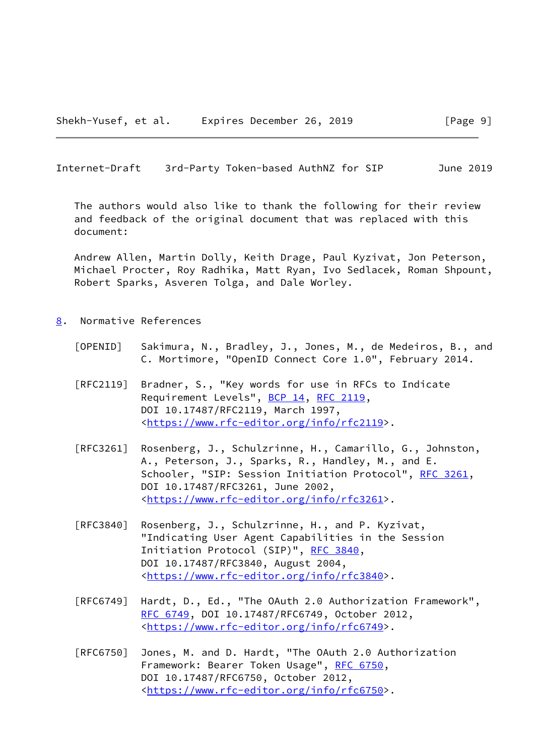The authors would also like to thank the following for their review and feedback of the original document that was replaced with this document:

Andrew Allen, Martin Dolly, Keith Drage, Paul Kyzivat, Jon Peterson, Michael Procter, Roy Radhika, Matt Ryan, Ivo Sedlacek, Roman Shpount, Robert Sparks, Asveren Tolga, and Dale Worley.

## 8. Normative References

[OPENID] Sakimura, N., Bradley, J., Jones, M., de Medeiros, B., and C. Mortimore, "OpenID Connect Core 1.0", February 2014.

[RFC2119] Bradner, S., "Key words for use in RFCs to Indicate Requirement Levels", BCP 14, RFC 2119, DOI 10.17487/RFC2119, March 1997, <https://www.rfc-editor.org/info/rfc2119>.

[RFC3261] Rosenberg, J., Schulzrinne, H., Camarillo, G., Johnston, A., Peterson, J., Sparks, R., Handley, M., and E. Schooler, "SIP: Session Initiation Protocol", RFC 3261, DOI 10.17487/RFC3261, June 2002, <https://www.rfc-editor.org/info/rfc3261>.

[RFC3840] Rosenberg, J., Schulzrinne, H., and P. Kyzivat, "Indicating User Agent Capabilities in the Session Initiation Protocol (SIP)", RFC 3840, DOI 10.17487/RFC3840, August 2004, <https://www.rfc-editor.org/info/rfc3840>.

[RFC6749] Hardt, D., Ed., "The OAuth 2.0 Authorization Framework", RFC 6749, DOI 10.17487/RFC6749, October 2012, <https://www.rfc-editor.org/info/rfc6749>.

[RFC6750] Jones, M. and D. Hardt, "The OAuth 2.0 Authorization Framework: Bearer Token Usage", RFC 6750, DOI 10.17487/RFC6750, October 2012, <https://www.rfc-editor.org/info/rfc6750>.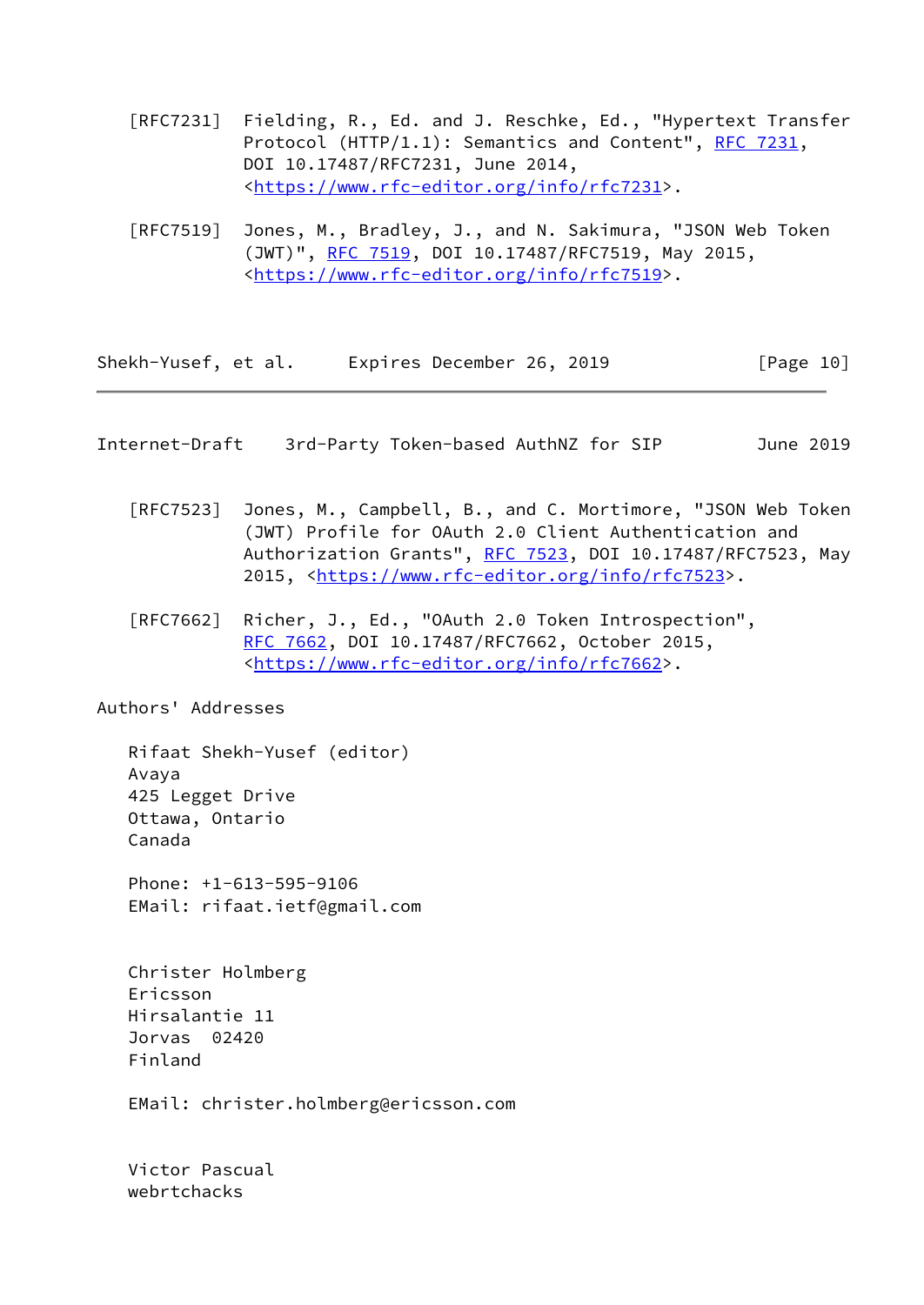[RFC7231] Fielding, R., Ed. and J. Reschke, Ed., "Hypertext Transfer Protocol (HTTP/1.1): Semantics and Content", RFC 7231, DOI 10.17487/RFC7231, June 2014, <https://www.rfc-editor.org/info/rfc7231>.

[RFC7519] Jones, M., Bradley, J., and N. Sakimura, "JSON Web Token (JWT)", RFC 7519, DOI 10.17487/RFC7519, May 2015, <https://www.rfc-editor.org/info/rfc7519>.

[RFC7523] Jones, M., Campbell, B., and C. Mortimore, "JSON Web Token (JWT) Profile for OAuth 2.0 Client Authentication and Authorization Grants", RFC 7523, DOI 10.17487/RFC7523, May 2015, <https://www.rfc-editor.org/info/rfc7523>.

[RFC7662] Richer, J., Ed., "OAuth 2.0 Token Introspection", RFC 7662, DOI 10.17487/RFC7662, October 2015, <https://www.rfc-editor.org/info/rfc7662>.

## Authors' Addresses

Rifaat Shekh-Yusef (editor)
Avaya
425 Legget Drive
Ottawa, Ontario
Canada

Phone: +1-613-595-9106
EMail: rifaat.ietf@gmail.com

Christer Holmberg
Ericsson
Hirsalantie 11
Jorvas 02420
Finland

EMail: christer.holmberg@ericsson.com

Victor Pascual
webrtchacks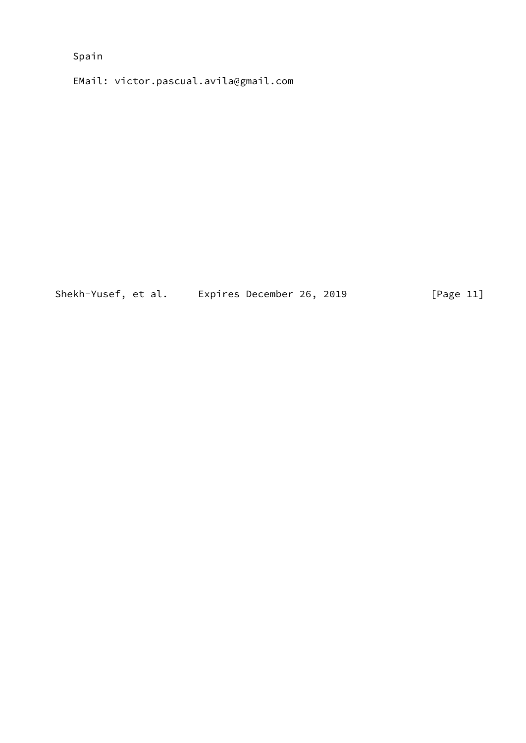Spain

EMail: victor.pascual.avila@gmail.com